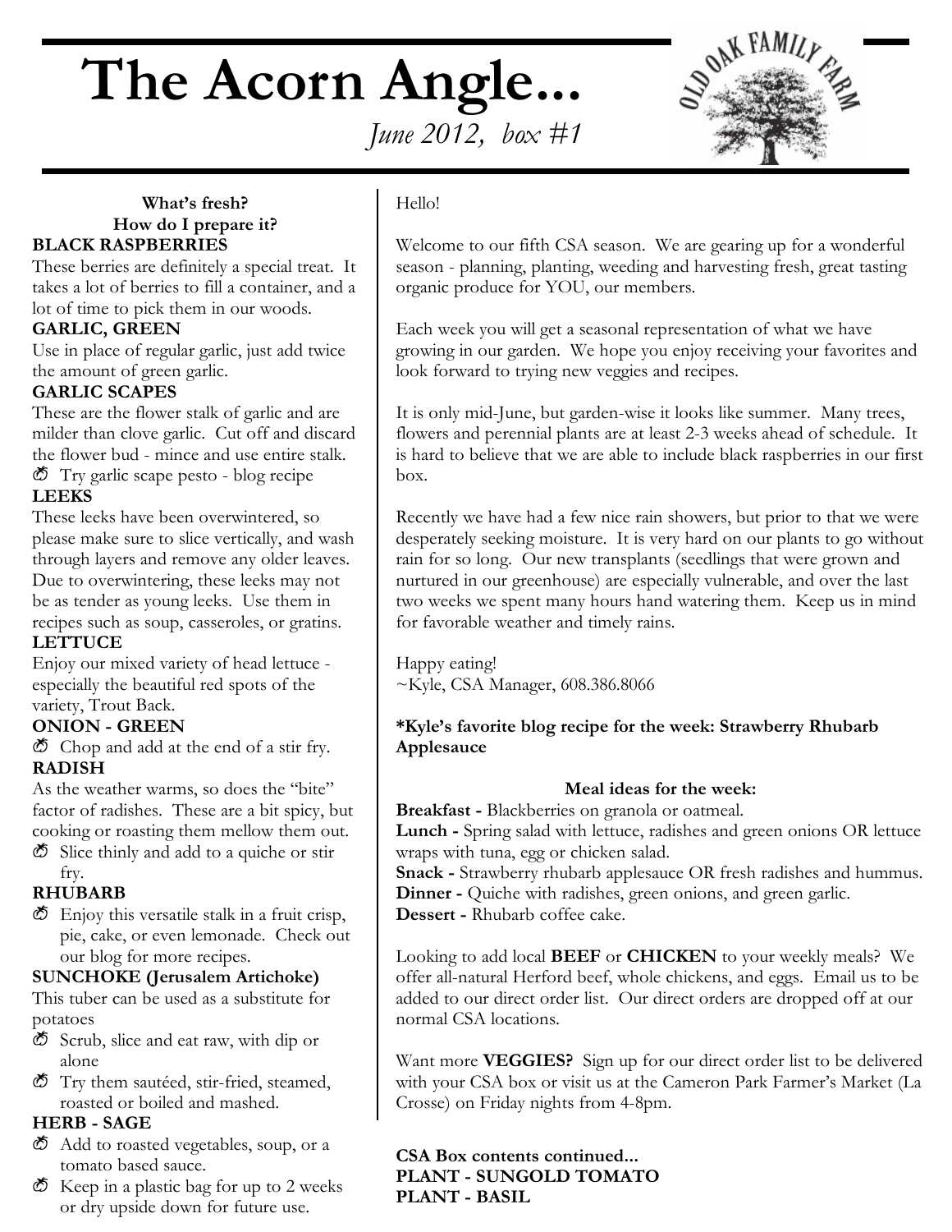# The Acorn Angle...

*June 2012, box #1*

OLD OAK FAMILY FARM

**What's fresh?**
**How do I prepare it?**

**BLACK RASPBERRIES**

These berries are definitely a special treat. It takes a lot of berries to fill a container, and a lot of time to pick them in our woods.

**GARLIC, GREEN**

Use in place of regular garlic, just add twice the amount of green garlic.

**GARLIC SCAPES**

These are the flower stalk of garlic and are milder than clove garlic. Cut off and discard the flower bud - mince and use entire stalk.

- Try garlic scape pesto - blog recipe

**LEEKS**

These leeks have been overwintered, so please make sure to slice vertically, and wash through layers and remove any older leaves. Due to overwintering, these leeks may not be as tender as young leeks. Use them in recipes such as soup, casseroles, or gratins.

**LETTUCE**

Enjoy our mixed variety of head lettuce - especially the beautiful red spots of the variety, Trout Back.

**ONION - GREEN**

- Chop and add at the end of a stir fry.

**RADISH**

As the weather warms, so does the "bite" factor of radishes. These are a bit spicy, but cooking or roasting them mellow them out.

- Slice thinly and add to a quiche or stir fry.

**RHUBARB**

- Enjoy this versatile stalk in a fruit crisp, pie, cake, or even lemonade. Check out our blog for more recipes.

**SUNCHOKE (Jerusalem Artichoke)**

This tuber can be used as a substitute for potatoes

- Scrub, slice and eat raw, with dip or alone
- Try them sautéed, stir-fried, steamed, roasted or boiled and mashed.

**HERB - SAGE**

- Add to roasted vegetables, soup, or a tomato based sauce.
- Keep in a plastic bag for up to 2 weeks or dry upside down for future use.

Hello!

Welcome to our fifth CSA season. We are gearing up for a wonderful season - planning, planting, weeding and harvesting fresh, great tasting organic produce for YOU, our members.

Each week you will get a seasonal representation of what we have growing in our garden. We hope you enjoy receiving your favorites and look forward to trying new veggies and recipes.

It is only mid-June, but garden-wise it looks like summer. Many trees, flowers and perennial plants are at least 2-3 weeks ahead of schedule. It is hard to believe that we are able to include black raspberries in our first box.

Recently we have had a few nice rain showers, but prior to that we were desperately seeking moisture. It is very hard on our plants to go without rain for so long. Our new transplants (seedlings that were grown and nurtured in our greenhouse) are especially vulnerable, and over the last two weeks we spent many hours hand watering them. Keep us in mind for favorable weather and timely rains.

Happy eating!
~Kyle, CSA Manager, 608.386.8066

**\*Kyle's favorite blog recipe for the week: Strawberry Rhubarb Applesauce**

**Meal ideas for the week:**

**Breakfast -** Blackberries on granola or oatmeal.
**Lunch -** Spring salad with lettuce, radishes and green onions OR lettuce wraps with tuna, egg or chicken salad.
**Snack -** Strawberry rhubarb applesauce OR fresh radishes and hummus.
**Dinner -** Quiche with radishes, green onions, and green garlic.
**Dessert -** Rhubarb coffee cake.

Looking to add local **BEEF** or **CHICKEN** to your weekly meals? We offer all-natural Herford beef, whole chickens, and eggs. Email us to be added to our direct order list. Our direct orders are dropped off at our normal CSA locations.

Want more **VEGGIES?** Sign up for our direct order list to be delivered with your CSA box or visit us at the Cameron Park Farmer's Market (La Crosse) on Friday nights from 4-8pm.

**CSA Box contents continued...**
**PLANT - SUNGOLD TOMATO**
**PLANT - BASIL**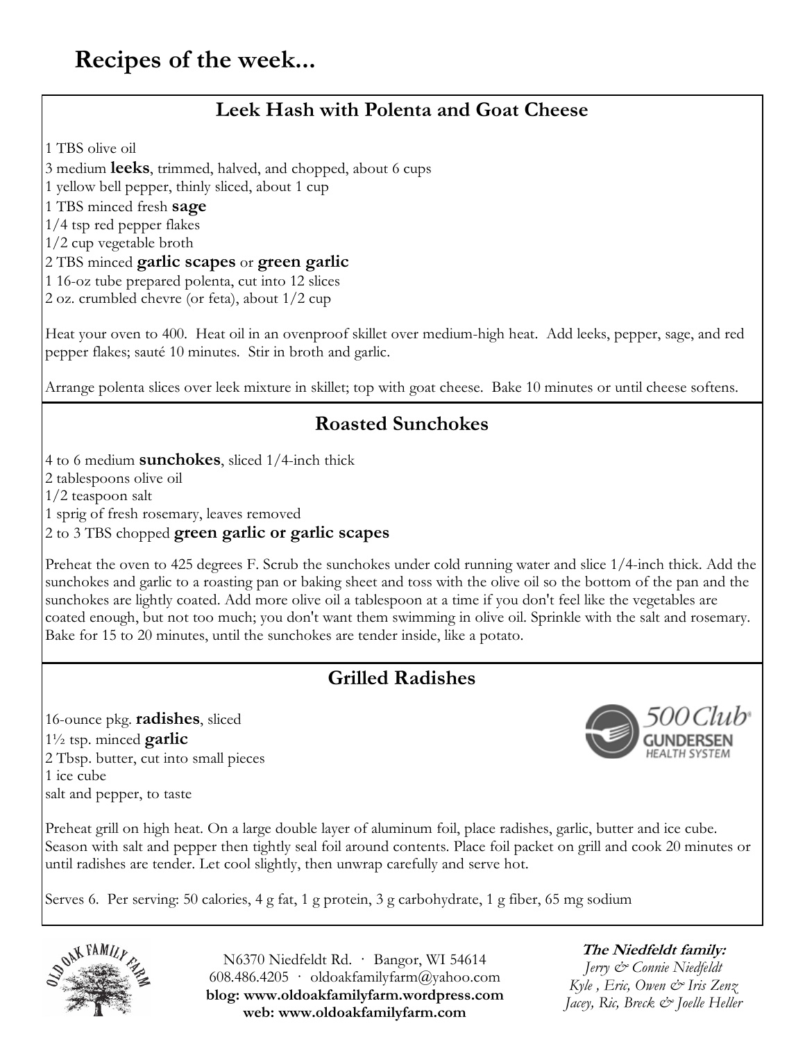# Recipes of the week...

## Leek Hash with Polenta and Goat Cheese

1 TBS olive oil
3 medium **leeks**, trimmed, halved, and chopped, about 6 cups
1 yellow bell pepper, thinly sliced, about 1 cup
1 TBS minced fresh **sage**
1/4 tsp red pepper flakes
1/2 cup vegetable broth
2 TBS minced **garlic scapes** or **green garlic**
1 16-oz tube prepared polenta, cut into 12 slices
2 oz. crumbled chevre (or feta), about 1/2 cup

Heat your oven to 400. Heat oil in an ovenproof skillet over medium-high heat. Add leeks, pepper, sage, and red pepper flakes; sauté 10 minutes. Stir in broth and garlic.

Arrange polenta slices over leek mixture in skillet; top with goat cheese. Bake 10 minutes or until cheese softens.

## Roasted Sunchokes

4 to 6 medium **sunchokes**, sliced 1/4-inch thick
2 tablespoons olive oil
1/2 teaspoon salt
1 sprig of fresh rosemary, leaves removed
2 to 3 TBS chopped **green garlic or garlic scapes**

Preheat the oven to 425 degrees F. Scrub the sunchokes under cold running water and slice 1/4-inch thick. Add the sunchokes and garlic to a roasting pan or baking sheet and toss with the olive oil so the bottom of the pan and the sunchokes are lightly coated. Add more olive oil a tablespoon at a time if you don't feel like the vegetables are coated enough, but not too much; you don't want them swimming in olive oil. Sprinkle with the salt and rosemary. Bake for 15 to 20 minutes, until the sunchokes are tender inside, like a potato.

## Grilled Radishes

16-ounce pkg. **radishes**, sliced
1½ tsp. minced **garlic**
2 Tbsp. butter, cut into small pieces
1 ice cube
salt and pepper, to taste

500 Club® GUNDERSEN HEALTH SYSTEM

Preheat grill on high heat. On a large double layer of aluminum foil, place radishes, garlic, butter and ice cube. Season with salt and pepper then tightly seal foil around contents. Place foil packet on grill and cook 20 minutes or until radishes are tender. Let cool slightly, then unwrap carefully and serve hot.

Serves 6. Per serving: 50 calories, 4 g fat, 1 g protein, 3 g carbohydrate, 1 g fiber, 65 mg sodium

OLD OAK FAMILY FARM

N6370 Niedfeldt Rd. · Bangor, WI 54614
608.486.4205 · oldoakfamilyfarm@yahoo.com
**blog: www.oldoakfamilyfarm.wordpress.com**
**web: www.oldoakfamilyfarm.com**

**The Niedfeldt family:**
*Jerry & Connie Niedfeldt*
*Kyle , Eric, Owen & Iris Zenz*
*Jacey, Ric, Breck & Joelle Heller*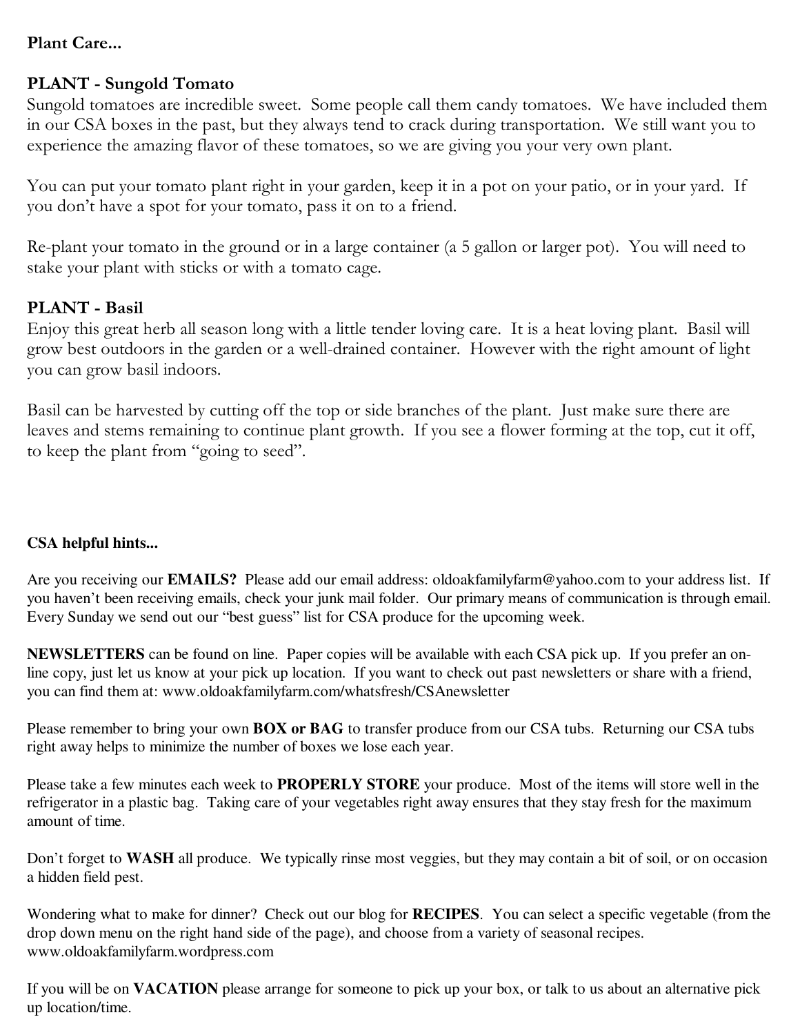**Plant Care...**

## PLANT - Sungold Tomato

Sungold tomatoes are incredible sweet. Some people call them candy tomatoes. We have included them in our CSA boxes in the past, but they always tend to crack during transportation. We still want you to experience the amazing flavor of these tomatoes, so we are giving you your very own plant.

You can put your tomato plant right in your garden, keep it in a pot on your patio, or in your yard. If you don't have a spot for your tomato, pass it on to a friend.

Re-plant your tomato in the ground or in a large container (a 5 gallon or larger pot). You will need to stake your plant with sticks or with a tomato cage.

## PLANT - Basil

Enjoy this great herb all season long with a little tender loving care. It is a heat loving plant. Basil will grow best outdoors in the garden or a well-drained container. However with the right amount of light you can grow basil indoors.

Basil can be harvested by cutting off the top or side branches of the plant. Just make sure there are leaves and stems remaining to continue plant growth. If you see a flower forming at the top, cut it off, to keep the plant from "going to seed".

**CSA helpful hints...**

Are you receiving our **EMAILS?** Please add our email address: oldoakfamilyfarm@yahoo.com to your address list. If you haven't been receiving emails, check your junk mail folder. Our primary means of communication is through email. Every Sunday we send out our "best guess" list for CSA produce for the upcoming week.

**NEWSLETTERS** can be found on line. Paper copies will be available with each CSA pick up. If you prefer an on-line copy, just let us know at your pick up location. If you want to check out past newsletters or share with a friend, you can find them at: www.oldoakfamilyfarm.com/whatsfresh/CSAnewsletter

Please remember to bring your own **BOX or BAG** to transfer produce from our CSA tubs. Returning our CSA tubs right away helps to minimize the number of boxes we lose each year.

Please take a few minutes each week to **PROPERLY STORE** your produce. Most of the items will store well in the refrigerator in a plastic bag. Taking care of your vegetables right away ensures that they stay fresh for the maximum amount of time.

Don't forget to **WASH** all produce. We typically rinse most veggies, but they may contain a bit of soil, or on occasion a hidden field pest.

Wondering what to make for dinner? Check out our blog for **RECIPES**. You can select a specific vegetable (from the drop down menu on the right hand side of the page), and choose from a variety of seasonal recipes. www.oldoakfamilyfarm.wordpress.com

If you will be on **VACATION** please arrange for someone to pick up your box, or talk to us about an alternative pick up location/time.